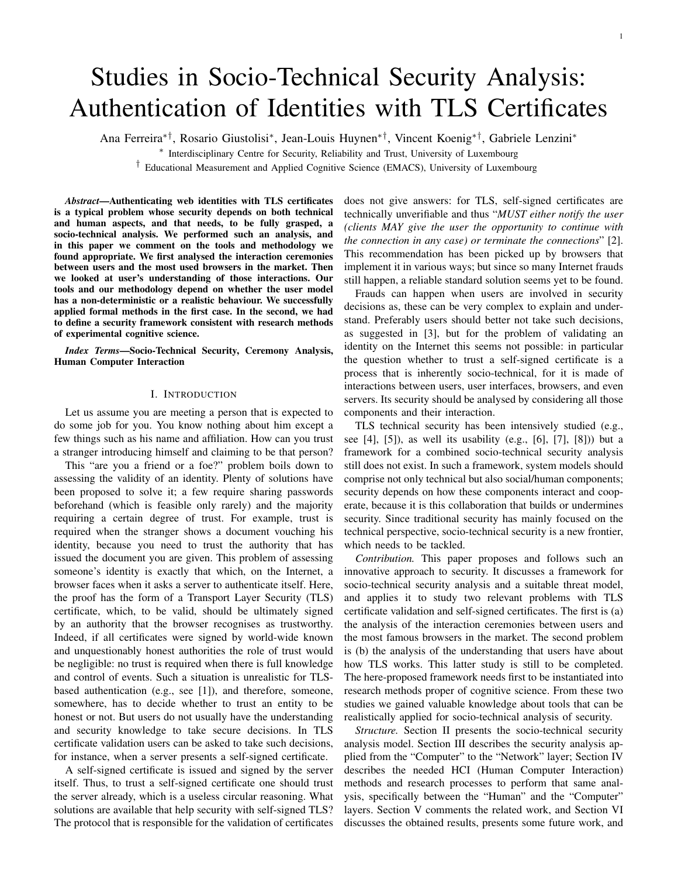# Studies in Socio-Technical Security Analysis: Authentication of Identities with TLS Certificates

Ana Ferreira*†, Rosario Giustolisi*, Jean-Louis Huynen*†, Vincent Koenig*†, Gabriele Lenzini*

\* Interdisciplinary Centre for Security, Reliability and Trust, University of Luxembourg

† Educational Measurement and Applied Cognitive Science (EMACS), University of Luxembourg

***Abstract*—Authenticating web identities with TLS certificates is a typical problem whose security depends on both technical and human aspects, and that needs, to be fully grasped, a socio-technical analysis. We performed such an analysis, and in this paper we comment on the tools and methodology we found appropriate. We first analysed the interaction ceremonies between users and the most used browsers in the market. Then we looked at user's understanding of those interactions. Our tools and our methodology depend on whether the user model has a non-deterministic or a realistic behaviour. We successfully applied formal methods in the first case. In the second, we had to define a security framework consistent with research methods of experimental cognitive science.**

***Index Terms*—Socio-Technical Security, Ceremony Analysis, Human Computer Interaction**

## I. Introduction

Let us assume you are meeting a person that is expected to do some job for you. You know nothing about him except a few things such as his name and affiliation. How can you trust a stranger introducing himself and claiming to be that person?

This "are you a friend or a foe?" problem boils down to assessing the validity of an identity. Plenty of solutions have been proposed to solve it; a few require sharing passwords beforehand (which is feasible only rarely) and the majority requiring a certain degree of trust. For example, trust is required when the stranger shows a document vouching his identity, because you need to trust the authority that has issued the document you are given. This problem of assessing someone's identity is exactly that which, on the Internet, a browser faces when it asks a server to authenticate itself. Here, the proof has the form of a Transport Layer Security (TLS) certificate, which, to be valid, should be ultimately signed by an authority that the browser recognises as trustworthy. Indeed, if all certificates were signed by world-wide known and unquestionably honest authorities the role of trust would be negligible: no trust is required when there is full knowledge and control of events. Such a situation is unrealistic for TLS-based authentication (e.g., see [1]), and therefore, someone, somewhere, has to decide whether to trust an entity to be honest or not. But users do not usually have the understanding and security knowledge to take secure decisions. In TLS certificate validation users can be asked to take such decisions, for instance, when a server presents a self-signed certificate.

A self-signed certificate is issued and signed by the server itself. Thus, to trust a self-signed certificate one should trust the server already, which is a useless circular reasoning. What solutions are available that help security with self-signed TLS? The protocol that is responsible for the validation of certificates does not give answers: for TLS, self-signed certificates are technically unverifiable and thus "*MUST either notify the user (clients MAY give the user the opportunity to continue with the connection in any case) or terminate the connections*" [2]. This recommendation has been picked up by browsers that implement it in various ways; but since so many Internet frauds still happen, a reliable standard solution seems yet to be found.

Frauds can happen when users are involved in security decisions as, these can be very complex to explain and understand. Preferably users should better not take such decisions, as suggested in [3], but for the problem of validating an identity on the Internet this seems not possible: in particular the question whether to trust a self-signed certificate is a process that is inherently socio-technical, for it is made of interactions between users, user interfaces, browsers, and even servers. Its security should be analysed by considering all those components and their interaction.

TLS technical security has been intensively studied (e.g., see [4], [5]), as well its usability (e.g., [6], [7], [8])) but a framework for a combined socio-technical security analysis still does not exist. In such a framework, system models should comprise not only technical but also social/human components; security depends on how these components interact and cooperate, because it is this collaboration that builds or undermines security. Since traditional security has mainly focused on the technical perspective, socio-technical security is a new frontier, which needs to be tackled.

*Contribution.* This paper proposes and follows such an innovative approach to security. It discusses a framework for socio-technical security analysis and a suitable threat model, and applies it to study two relevant problems with TLS certificate validation and self-signed certificates. The first is (a) the analysis of the interaction ceremonies between users and the most famous browsers in the market. The second problem is (b) the analysis of the understanding that users have about how TLS works. This latter study is still to be completed. The here-proposed framework needs first to be instantiated into research methods proper of cognitive science. From these two studies we gained valuable knowledge about tools that can be realistically applied for socio-technical analysis of security.

*Structure.* Section II presents the socio-technical security analysis model. Section III describes the security analysis applied from the "Computer" to the "Network" layer; Section IV describes the needed HCI (Human Computer Interaction) methods and research processes to perform that same analysis, specifically between the "Human" and the "Computer" layers. Section V comments the related work, and Section VI discusses the obtained results, presents some future work, and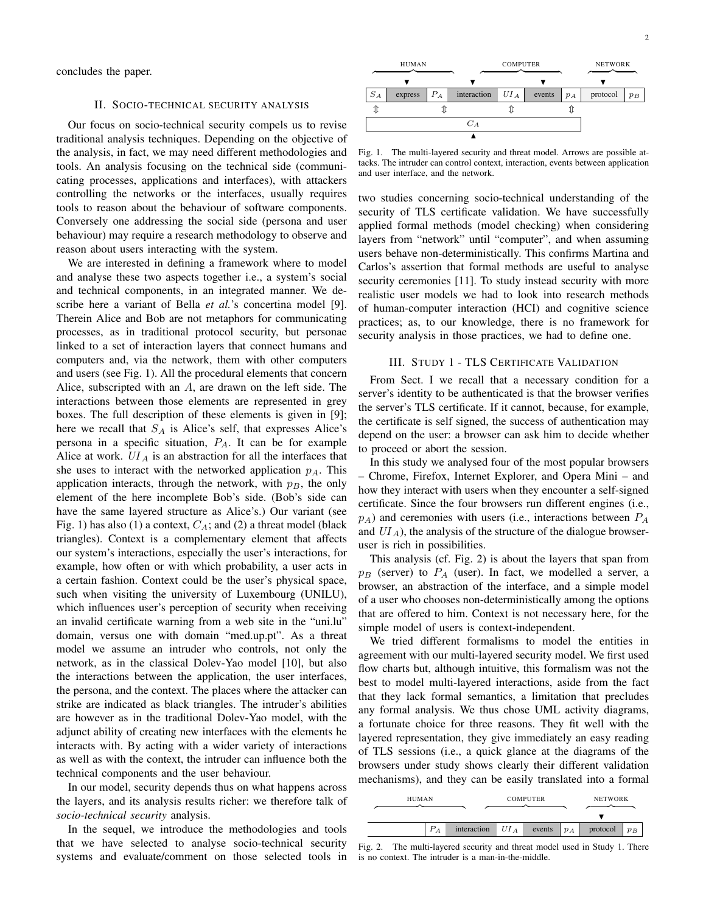concludes the paper.

## II. Socio-technical security analysis

Our focus on socio-technical security compels us to revise traditional analysis techniques. Depending on the objective of the analysis, in fact, we may need different methodologies and tools. An analysis focusing on the technical side (communicating processes, applications and interfaces), with attackers controlling the networks or the interfaces, usually requires tools to reason about the behaviour of software components. Conversely one addressing the social side (persona and user behaviour) may require a research methodology to observe and reason about users interacting with the system.

We are interested in defining a framework where to model and analyse these two aspects together i.e., a system's social and technical components, in an integrated manner. We describe here a variant of Bella *et al.*'s concertina model [9]. Therein Alice and Bob are not metaphors for communicating processes, as in traditional protocol security, but personae linked to a set of interaction layers that connect humans and computers and, via the network, them with other computers and users (see Fig. 1). All the procedural elements that concern Alice, subscripted with an $A$, are drawn on the left side. The interactions between those elements are represented in grey boxes. The full description of these elements is given in [9]; here we recall that $S_A$ is Alice's self, that expresses Alice's persona in a specific situation, $P_A$. It can be for example Alice at work. $UI_A$ is an abstraction for all the interfaces that she uses to interact with the networked application $p_A$. This application interacts, through the network, with $p_B$, the only element of the here incomplete Bob's side. (Bob's side can have the same layered structure as Alice's.) Our variant (see Fig. 1) has also (1) a context, $C_A$; and (2) a threat model (black triangles). Context is a complementary element that affects our system's interactions, especially the user's interactions, for example, how often or with which probability, a user acts in a certain fashion. Context could be the user's physical space, such when visiting the university of Luxembourg (UNILU), which influences user's perception of security when receiving an invalid certificate warning from a web site in the "uni.lu" domain, versus one with domain "med.up.pt". As a threat model we assume an intruder who controls, not only the network, as in the classical Dolev-Yao model [10], but also the interactions between the application, the user interfaces, the persona, and the context. The places where the attacker can strike are indicated as black triangles. The intruder's abilities are however as in the traditional Dolev-Yao model, with the adjunct ability of creating new interfaces with the elements he interacts with. By acting with a wider variety of interactions as well as with the context, the intruder can influence both the technical components and the user behaviour.

In our model, security depends thus on what happens across the layers, and its analysis results richer: we therefore talk of *socio-technical security* analysis.

In the sequel, we introduce the methodologies and tools that we have selected to analyse socio-technical security systems and evaluate/comment on those selected tools in

| HUMAN | | | COMPUTER | | | NETWORK | |
|---|---|---|---|---|---|---|---|
| $S_A$ | express | $P_A$ | interaction | $UI_A$ | events | $p_A$ | protocol | $p_B$ |
| $C_A$ | | | | | | | |

Fig. 1. The multi-layered security and threat model. Arrows are possible attacks. The intruder can control context, interaction, events between application and user interface, and the network.

two studies concerning socio-technical understanding of the security of TLS certificate validation. We have successfully applied formal methods (model checking) when considering layers from "network" until "computer", and when assuming users behave non-deterministically. This confirms Martina and Carlos's assertion that formal methods are useful to analyse security ceremonies [11]. To study instead security with more realistic user models we had to look into research methods of human-computer interaction (HCI) and cognitive science practices; as, to our knowledge, there is no framework for security analysis in those practices, we had to define one.

## III. Study 1 - TLS Certificate Validation

From Sect. I we recall that a necessary condition for a server's identity to be authenticated is that the browser verifies the server's TLS certificate. If it cannot, because, for example, the certificate is self signed, the success of authentication may depend on the user: a browser can ask him to decide whether to proceed or abort the session.

In this study we analysed four of the most popular browsers – Chrome, Firefox, Internet Explorer, and Opera Mini – and how they interact with users when they encounter a self-signed certificate. Since the four browsers run different engines (i.e., $p_A$) and ceremonies with users (i.e., interactions between $P_A$ and $UI_A$), the analysis of the structure of the dialogue browser-user is rich in possibilities.

This analysis (cf. Fig. 2) is about the layers that span from $p_B$ (server) to $P_A$ (user). In fact, we modelled a server, a browser, an abstraction of the interface, and a simple model of a user who chooses non-deterministically among the options that are offered to him. Context is not necessary here, for the simple model of users is context-independent.

We tried different formalisms to model the entities in agreement with our multi-layered security model. We first used flow charts but, although intuitive, this formalism was not the best to model multi-layered interactions, aside from the fact that they lack formal semantics, a limitation that precludes any formal analysis. We thus chose UML activity diagrams, a fortunate choice for three reasons. They fit well with the layered representation, they give immediately an easy reading of TLS sessions (i.e., a quick glance at the diagrams of the browsers under study shows clearly their different validation mechanisms), and they can be easily translated into a formal

| HUMAN | | | COMPUTER | | NETWORK | |
|---|---|---|---|---|---|---|
| | $P_A$ | interaction | $UI_A$ | events | $p_A$ | protocol | $p_B$ |

Fig. 2. The multi-layered security and threat model used in Study 1. There is no context. The intruder is a man-in-the-middle.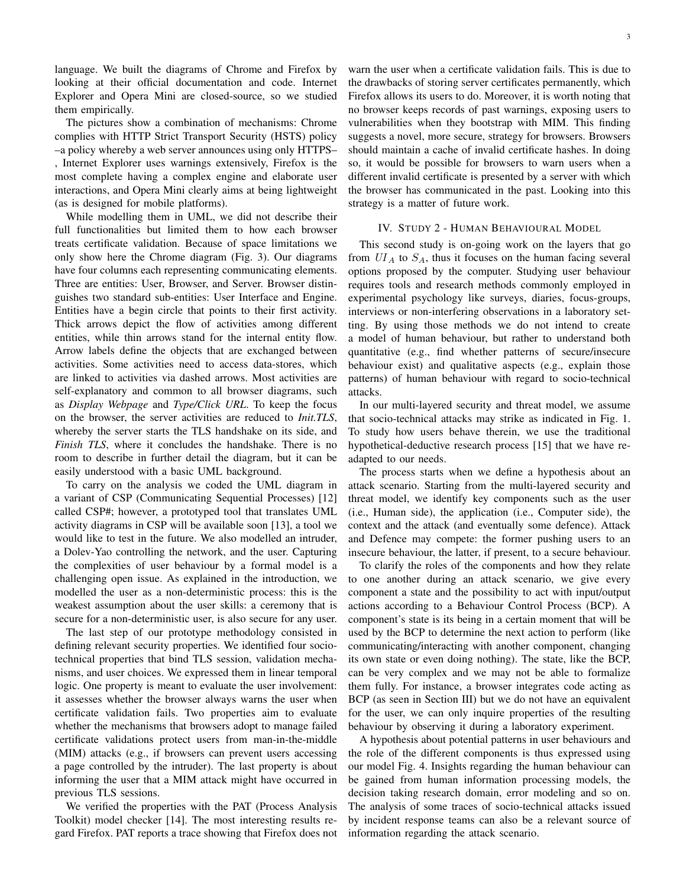language. We built the diagrams of Chrome and Firefox by looking at their official documentation and code. Internet Explorer and Opera Mini are closed-source, so we studied them empirically.

The pictures show a combination of mechanisms: Chrome complies with HTTP Strict Transport Security (HSTS) policy –a policy whereby a web server announces using only HTTPS–, Internet Explorer uses warnings extensively, Firefox is the most complete having a complex engine and elaborate user interactions, and Opera Mini clearly aims at being lightweight (as is designed for mobile platforms).

While modelling them in UML, we did not describe their full functionalities but limited them to how each browser treats certificate validation. Because of space limitations we only show here the Chrome diagram (Fig. 3). Our diagrams have four columns each representing communicating elements. Three are entities: User, Browser, and Server. Browser distinguishes two standard sub-entities: User Interface and Engine. Entities have a begin circle that points to their first activity. Thick arrows depict the flow of activities among different entities, while thin arrows stand for the internal entity flow. Arrow labels define the objects that are exchanged between activities. Some activities need to access data-stores, which are linked to activities via dashed arrows. Most activities are self-explanatory and common to all browser diagrams, such as *Display Webpage* and *Type/Click URL*. To keep the focus on the browser, the server activities are reduced to *Init.TLS*, whereby the server starts the TLS handshake on its side, and *Finish TLS*, where it concludes the handshake. There is no room to describe in further detail the diagram, but it can be easily understood with a basic UML background.

To carry on the analysis we coded the UML diagram in a variant of CSP (Communicating Sequential Processes) [12] called CSP#; however, a prototyped tool that translates UML activity diagrams in CSP will be available soon [13], a tool we would like to test in the future. We also modelled an intruder, a Dolev-Yao controlling the network, and the user. Capturing the complexities of user behaviour by a formal model is a challenging open issue. As explained in the introduction, we modelled the user as a non-deterministic process: this is the weakest assumption about the user skills: a ceremony that is secure for a non-deterministic user, is also secure for any user.

The last step of our prototype methodology consisted in defining relevant security properties. We identified four socio-technical properties that bind TLS session, validation mechanisms, and user choices. We expressed them in linear temporal logic. One property is meant to evaluate the user involvement: it assesses whether the browser always warns the user when certificate validation fails. Two properties aim to evaluate whether the mechanisms that browsers adopt to manage failed certificate validations protect users from man-in-the-middle (MIM) attacks (e.g., if browsers can prevent users accessing a page controlled by the intruder). The last property is about informing the user that a MIM attack might have occurred in previous TLS sessions.

We verified the properties with the PAT (Process Analysis Toolkit) model checker [14]. The most interesting results regard Firefox. PAT reports a trace showing that Firefox does not warn the user when a certificate validation fails. This is due to the drawbacks of storing server certificates permanently, which Firefox allows its users to do. Moreover, it is worth noting that no browser keeps records of past warnings, exposing users to vulnerabilities when they bootstrap with MIM. This finding suggests a novel, more secure, strategy for browsers. Browsers should maintain a cache of invalid certificate hashes. In doing so, it would be possible for browsers to warn users when a different invalid certificate is presented by a server with which the browser has communicated in the past. Looking into this strategy is a matter of future work.

## IV. Study 2 - Human Behavioural Model

This second study is on-going work on the layers that go from $UI_A$ to $S_A$, thus it focuses on the human facing several options proposed by the computer. Studying user behaviour requires tools and research methods commonly employed in experimental psychology like surveys, diaries, focus-groups, interviews or non-interfering observations in a laboratory setting. By using those methods we do not intend to create a model of human behaviour, but rather to understand both quantitative (e.g., find whether patterns of secure/insecure behaviour exist) and qualitative aspects (e.g., explain those patterns) of human behaviour with regard to socio-technical attacks.

In our multi-layered security and threat model, we assume that socio-technical attacks may strike as indicated in Fig. 1. To study how users behave therein, we use the traditional hypothetical-deductive research process [15] that we have re-adapted to our needs.

The process starts when we define a hypothesis about an attack scenario. Starting from the multi-layered security and threat model, we identify key components such as the user (i.e., Human side), the application (i.e., Computer side), the context and the attack (and eventually some defence). Attack and Defence may compete: the former pushing users to an insecure behaviour, the latter, if present, to a secure behaviour.

To clarify the roles of the components and how they relate to one another during an attack scenario, we give every component a state and the possibility to act with input/output actions according to a Behaviour Control Process (BCP). A component's state is its being in a certain moment that will be used by the BCP to determine the next action to perform (like communicating/interacting with another component, changing its own state or even doing nothing). The state, like the BCP, can be very complex and we may not be able to formalize them fully. For instance, a browser integrates code acting as BCP (as seen in Section III) but we do not have an equivalent for the user, we can only inquire properties of the resulting behaviour by observing it during a laboratory experiment.

A hypothesis about potential patterns in user behaviours and the role of the different components is thus expressed using our model Fig. 4. Insights regarding the human behaviour can be gained from human information processing models, the decision taking research domain, error modeling and so on. The analysis of some traces of socio-technical attacks issued by incident response teams can also be a relevant source of information regarding the attack scenario.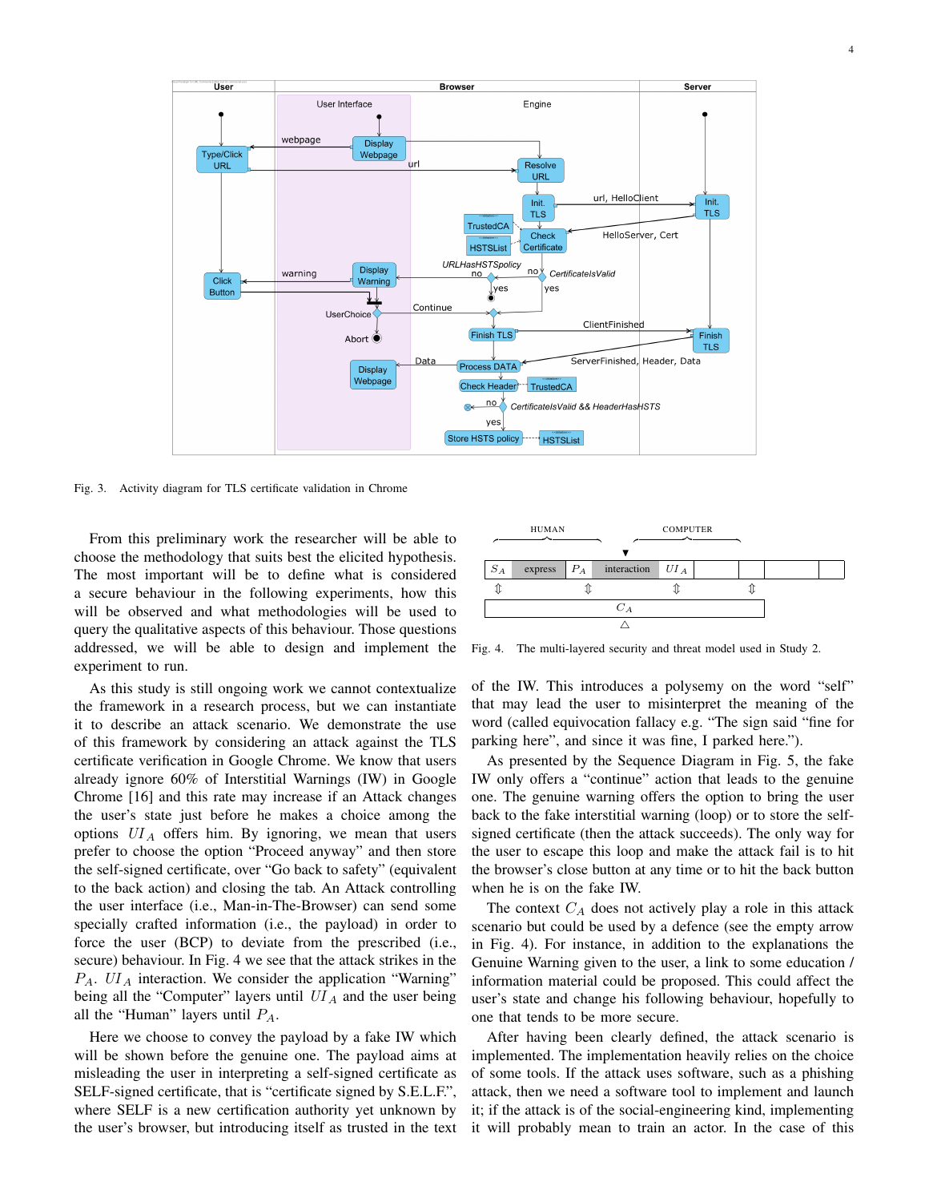Fig. 3. Activity diagram for TLS certificate validation in Chrome

From this preliminary work the researcher will be able to choose the methodology that suits best the elicited hypothesis. The most important will be to define what is considered a secure behaviour in the following experiments, how this will be observed and what methodologies will be used to query the qualitative aspects of this behaviour. Those questions addressed, we will be able to design and implement the experiment to run.

As this study is still ongoing work we cannot contextualize the framework in a research process, but we can instantiate it to describe an attack scenario. We demonstrate the use of this framework by considering an attack against the TLS certificate verification in Google Chrome. We know that users already ignore 60% of Interstitial Warnings (IW) in Google Chrome [16] and this rate may increase if an Attack changes the user's state just before he makes a choice among the options $UI_A$ offers him. By ignoring, we mean that users prefer to choose the option "Proceed anyway" and then store the self-signed certificate, over "Go back to safety" (equivalent to the back action) and closing the tab. An Attack controlling the user interface (i.e., Man-in-The-Browser) can send some specially crafted information (i.e., the payload) in order to force the user (BCP) to deviate from the prescribed (i.e., secure) behaviour. In Fig. 4 we see that the attack strikes in the $P_A$. $UI_A$ interaction. We consider the application "Warning" being all the "Computer" layers until $UI_A$ and the user being all the "Human" layers until $P_A$.

Here we choose to convey the payload by a fake IW which will be shown before the genuine one. The payload aims at misleading the user in interpreting a self-signed certificate as SELF-signed certificate, that is "certificate signed by S.E.L.F.", where SELF is a new certification authority yet unknown by the user's browser, but introducing itself as trusted in the text

| HUMAN | | | | COMPUTER | | | | |
|---|---|---|---|---|---|---|---|---|
| $S_A$ | express | $P_A$ | interaction | $UI_A$ | | | | |
| ⇳ | | ⇳ | | ⇳ | | ⇳ | | |
| $C_A$ | | | | | | | | |

Fig. 4. The multi-layered security and threat model used in Study 2.

of the IW. This introduces a polysemy on the word "self" that may lead the user to misinterpret the meaning of the word (called equivocation fallacy e.g. "The sign said "fine for parking here", and since it was fine, I parked here.").

As presented by the Sequence Diagram in Fig. 5, the fake IW only offers a "continue" action that leads to the genuine one. The genuine warning offers the option to bring the user back to the fake interstitial warning (loop) or to store the self-signed certificate (then the attack succeeds). The only way for the user to escape this loop and make the attack fail is to hit the browser's close button at any time or to hit the back button when he is on the fake IW.

The context $C_A$ does not actively play a role in this attack scenario but could be used by a defence (see the empty arrow in Fig. 4). For instance, in addition to the explanations the Genuine Warning given to the user, a link to some education / information material could be proposed. This could affect the user's state and change his following behaviour, hopefully to one that tends to be more secure.

After having been clearly defined, the attack scenario is implemented. The implementation heavily relies on the choice of some tools. If the attack uses software, such as a phishing attack, then we need a software tool to implement and launch it; if the attack is of the social-engineering kind, implementing it will probably mean to train an actor. In the case of this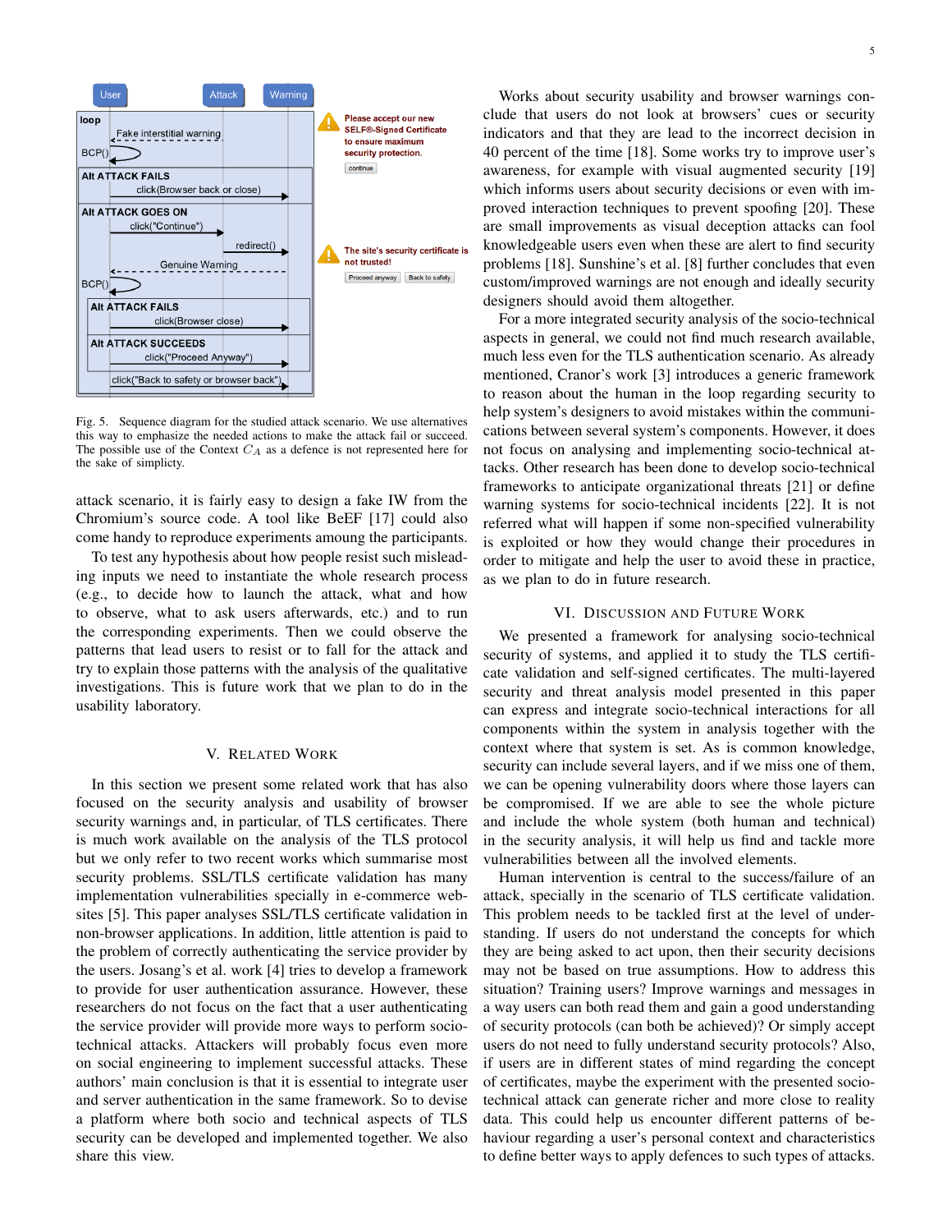Fig. 5. Sequence diagram for the studied attack scenario. We use alternatives this way to emphasize the needed actions to make the attack fail or succeed. The possible use of the Context $C_A$ as a defence is not represented here for the sake of simplicity.

attack scenario, it is fairly easy to design a fake IW from the Chromium's source code. A tool like BeEF [17] could also come handy to reproduce experiments amoung the participants.

To test any hypothesis about how people resist such misleading inputs we need to instantiate the whole research process (e.g., to decide how to launch the attack, what and how to observe, what to ask users afterwards, etc.) and to run the corresponding experiments. Then we could observe the patterns that lead users to resist or to fall for the attack and try to explain those patterns with the analysis of the qualitative investigations. This is future work that we plan to do in the usability laboratory.

## V. Related Work

In this section we present some related work that has also focused on the security analysis and usability of browser security warnings and, in particular, of TLS certificates. There is much work available on the analysis of the TLS protocol but we only refer to two recent works which summarise most security problems. SSL/TLS certificate validation has many implementation vulnerabilities specially in e-commerce websites [5]. This paper analyses SSL/TLS certificate validation in non-browser applications. In addition, little attention is paid to the problem of correctly authenticating the service provider by the users. Josang's et al. work [4] tries to develop a framework to provide for user authentication assurance. However, these researchers do not focus on the fact that a user authenticating the service provider will provide more ways to perform socio-technical attacks. Attackers will probably focus even more on social engineering to implement successful attacks. These authors' main conclusion is that it is essential to integrate user and server authentication in the same framework. So to devise a platform where both socio and technical aspects of TLS security can be developed and implemented together. We also share this view.

Works about security usability and browser warnings conclude that users do not look at browsers' cues or security indicators and that they are lead to the incorrect decision in 40 percent of the time [18]. Some works try to improve user's awareness, for example with visual augmented security [19] which informs users about security decisions or even with improved interaction techniques to prevent spoofing [20]. These are small improvements as visual deception attacks can fool knowledgeable users even when these are alert to find security problems [18]. Sunshine's et al. [8] further concludes that even custom/improved warnings are not enough and ideally security designers should avoid them altogether.

For a more integrated security analysis of the socio-technical aspects in general, we could not find much research available, much less even for the TLS authentication scenario. As already mentioned, Cranor's work [3] introduces a generic framework to reason about the human in the loop regarding security to help system's designers to avoid mistakes within the communications between several system's components. However, it does not focus on analysing and implementing socio-technical attacks. Other research has been done to develop socio-technical frameworks to anticipate organizational threats [21] or define warning systems for socio-technical incidents [22]. It is not referred what will happen if some non-specified vulnerability is exploited or how they would change their procedures in order to mitigate and help the user to avoid these in practice, as we plan to do in future research.

## VI. Discussion and Future Work

We presented a framework for analysing socio-technical security of systems, and applied it to study the TLS certificate validation and self-signed certificates. The multi-layered security and threat analysis model presented in this paper can express and integrate socio-technical interactions for all components within the system in analysis together with the context where that system is set. As is common knowledge, security can include several layers, and if we miss one of them, we can be opening vulnerability doors where those layers can be compromised. If we are able to see the whole picture and include the whole system (both human and technical) in the security analysis, it will help us find and tackle more vulnerabilities between all the involved elements.

Human intervention is central to the success/failure of an attack, specially in the scenario of TLS certificate validation. This problem needs to be tackled first at the level of understanding. If users do not understand the concepts for which they are being asked to act upon, then their security decisions may not be based on true assumptions. How to address this situation? Training users? Improve warnings and messages in a way users can both read them and gain a good understanding of security protocols (can both be achieved)? Or simply accept users do not need to fully understand security protocols? Also, if users are in different states of mind regarding the concept of certificates, maybe the experiment with the presented socio-technical attack can generate richer and more close to reality data. This could help us encounter different patterns of behaviour regarding a user's personal context and characteristics to define better ways to apply defences to such types of attacks.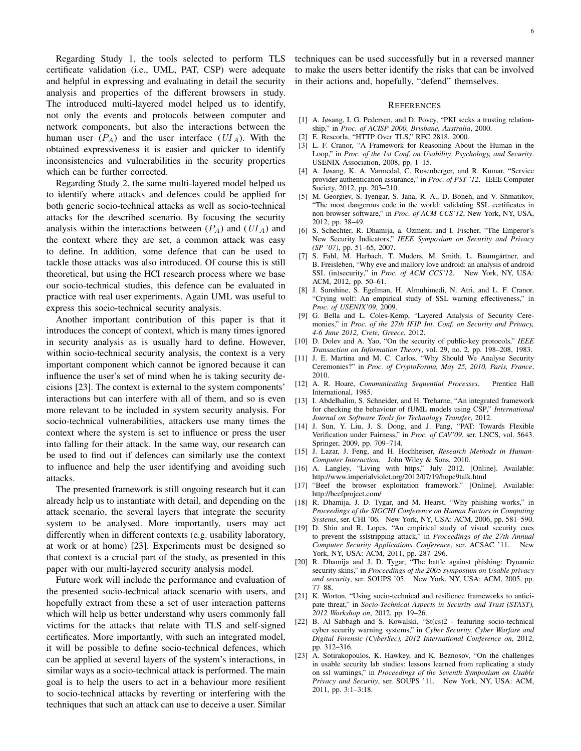Regarding Study 1, the tools selected to perform TLS certificate validation (i.e., UML, PAT, CSP) were adequate and helpful in expressing and evaluating in detail the security analysis and properties of the different browsers in study. The introduced multi-layered model helped us to identify, not only the events and protocols between computer and network components, but also the interactions between the human user ($P_A$) and the user interface ($UI_A$). With the obtained expressiveness it is easier and quicker to identify inconsistencies and vulnerabilities in the security properties which can be further corrected.

Regarding Study 2, the same multi-layered model helped us to identify where attacks and defences could be applied for both generic socio-technical attacks as well as socio-technical attacks for the described scenario. By focusing the security analysis within the interactions between ($P_A$) and ($UI_A$) and the context where they are set, a common attack was easy to define. In addition, some defence that can be used to tackle those attacks was also introduced. Of course this is still theoretical, but using the HCI research process where we base our socio-technical studies, this defence can be evaluated in practice with real user experiments. Again UML was useful to express this socio-technical security analysis.

Another important contribution of this paper is that it introduces the concept of context, which is many times ignored in security analysis as is usually hard to define. However, within socio-technical security analysis, the context is a very important component which cannot be ignored because it can influence the user's set of mind when he is taking security decisions [23]. The context is external to the system components' interactions but can interfere with all of them, and so is even more relevant to be included in system security analysis. For socio-technical vulnerabilities, attackers use many times the context where the system is set to influence or press the user into falling for their attack. In the same way, our research can be used to find out if defences can similarly use the context to influence and help the user identifying and avoiding such attacks.

The presented framework is still ongoing research but it can already help us to instantiate with detail, and depending on the attack scenario, the several layers that integrate the security system to be analysed. More importantly, users may act differently when in different contexts (e.g. usability laboratory, at work or at home) [23]. Experiments must be designed so that context is a crucial part of the study, as presented in this paper with our multi-layered security analysis model.

Future work will include the performance and evaluation of the presented socio-technical attack scenario with users, and hopefully extract from these a set of user interaction patterns which will help us better understand why users commonly fall victims for the attacks that relate with TLS and self-signed certificates. More importantly, with such an integrated model, it will be possible to define socio-technical defences, which can be applied at several layers of the system's interactions, in similar ways as a socio-technical attack is performed. The main goal is to help the users to act in a behaviour more resilient to socio-technical attacks by reverting or interfering with the techniques that such an attack can use to deceive a user. Similar techniques can be used successfully but in a reversed manner to make the users better identify the risks that can be involved in their actions and, hopefully, "defend" themselves.

# References

[1] A. Jøsang, I. G. Pedersen, and D. Povey, "PKI seeks a trusting relationship," in *Proc. of ACISP 2000, Brisbane, Australia*, 2000.

[2] E. Rescorla, "HTTP Over TLS," RFC 2818, 2000.

[3] L. F. Cranor, "A Framework for Reasoning About the Human in the Loop," in *Proc. of the 1st Conf. on Usability, Psychology, and Security*. USENIX Association, 2008, pp. 1–15.

[4] A. Jøsang, K. A. Varmedal, C. Rosenberger, and R. Kumar, "Service provider authentication assurance," in *Proc. of PST '12*. IEEE Computer Society, 2012, pp. 203–210.

[5] M. Georgiev, S. Iyengar, S. Jana, R. A., D. Boneh, and V. Shmatikov, "The most dangerous code in the world: validating SSL certificates in non-browser software," in *Proc. of ACM CCS'12*, New York, NY, USA, 2012, pp. 38–49.

[6] S. Schechter, R. Dhamija, a. Ozment, and I. Fischer, "The Emperor's New Security Indicators," *IEEE Symposium on Security and Privacy (SP '07)*, pp. 51–65, 2007.

[7] S. Fahl, M. Harbach, T. Muders, M. Smith, L. Baumgärtner, and B. Freisleben, "Why eve and mallory love android: an analysis of android SSL (in)security," in *Proc. of ACM CCS'12*. New York, NY, USA: ACM, 2012, pp. 50–61.

[8] J. Sunshine, S. Egelman, H. Almuhimedi, N. Atri, and L. F. Cranor, "Crying wolf: An empirical study of SSL warning effectiveness," in *Proc. of USENIX'09*, 2009.

[9] G. Bella and L. Coles-Kemp, "Layered Analysis of Security Ceremonies," in *Proc. of the 27th IFIP Int. Conf. on Security and Privacy, 4-6 June 2012, Crete, Greece*, 2012.

[10] D. Dolev and A. Yao, "On the security of public-key protocols," *IEEE Transaction on Information Theory*, vol. 29, no. 2, pp. 198–208, 1983.

[11] J. E. Martina and M. C. Carlos, "Why Should We Analyse Security Ceremonies?" in *Proc. of CryptoForma, May 25, 2010, Paris, France*, 2010.

[12] A. R. Hoare, *Communicating Sequential Processes*. Prentice Hall International, 1985.

[13] I. Abdelhalim, S. Schneider, and H. Treharne, "An integrated framework for checking the behaviour of fUML models using CSP," *International Journal on Software Tools for Technology Transfer*, 2012.

[14] J. Sun, Y. Liu, J. S. Dong, and J. Pang, "PAT: Towards Flexible Verification under Fairness," in *Proc. of CAV'09*, ser. LNCS, vol. 5643. Springer, 2009, pp. 709–714.

[15] J. Lazar, J. Feng, and H. Hochheiser, *Research Methods in Human-Computer Interaction*. John Wiley & Sons, 2010.

[16] A. Langley, "Living with https," July 2012. [Online]. Available: http://www.imperialviolet.org/2012/07/19/hope9talk.html

[17] "Beef the browser exploitation framework." [Online]. Available: http://beefproject.com/

[18] R. Dhamija, J. D. Tygar, and M. Hearst, "Why phishing works," in *Proceedings of the SIGCHI Conference on Human Factors in Computing Systems*, ser. CHI '06. New York, NY, USA: ACM, 2006, pp. 581–590.

[19] D. Shin and R. Lopes, "An empirical study of visual security cues to prevent the sslstripping attack," in *Proceedings of the 27th Annual Computer Security Applications Conference*, ser. ACSAC '11. New York, NY, USA: ACM, 2011, pp. 287–296.

[20] R. Dhamija and J. D. Tygar, "The battle against phishing: Dynamic security skins," in *Proceedings of the 2005 symposium on Usable privacy and security*, ser. SOUPS '05. New York, NY, USA: ACM, 2005, pp. 77–88.

[21] K. Worton, "Using socio-technical and resilience frameworks to anticipate threat," in *Socio-Technical Aspects in Security and Trust (STAST), 2012 Workshop on*, 2012, pp. 19–26.

[22] B. Al Sabbagh and S. Kowalski, "St(cs)2 - featuring socio-technical cyber security warning systems," in *Cyber Security, Cyber Warfare and Digital Forensic (CyberSec), 2012 International Conference on*, 2012, pp. 312–316.

[23] A. Sotirakopoulos, K. Hawkey, and K. Beznosov, "On the challenges in usable security lab studies: lessons learned from replicating a study on ssl warnings," in *Proceedings of the Seventh Symposium on Usable Privacy and Security*, ser. SOUPS '11. New York, NY, USA: ACM, 2011, pp. 3:1–3:18.